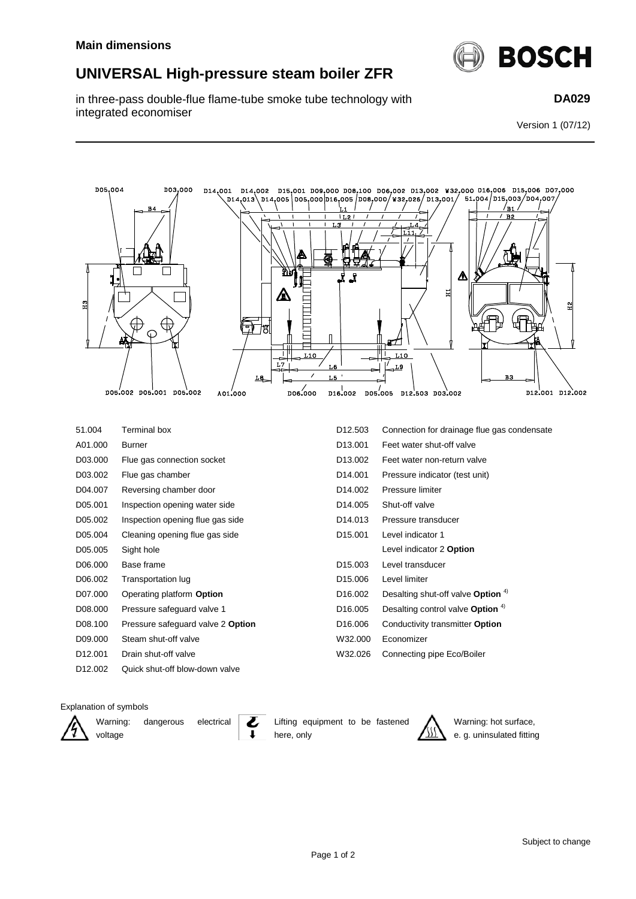**Main dimensions**

# UNIVERSAL High-pressure steam boiler ZFR

in three-pass double-flue flame-tube smoke tube technology with integrated economiser

**DA029**

Version 1 (07/12)

| | |
|---|---|
| 51.004 | Terminal box |
| A01.000 | Burner |
| D03.000 | Flue gas connection socket |
| D03.002 | Flue gas chamber |
| D04.007 | Reversing chamber door |
| D05.001 | Inspection opening water side |
| D05.002 | Inspection opening flue gas side |
| D05.004 | Cleaning opening flue gas side |
| D05.005 | Sight hole |
| D06.000 | Base frame |
| D06.002 | Transportation lug |
| D07.000 | Operating platform **Option** |
| D08.000 | Pressure safeguard valve 1 |
| D08.100 | Pressure safeguard valve 2 **Option** |
| D09.000 | Steam shut-off valve |
| D12.001 | Drain shut-off valve |
| D12.002 | Quick shut-off blow-down valve |
| D12.503 | Connection for drainage flue gas condensate |
| D13.001 | Feet water shut-off valve |
| D13.002 | Feet water non-return valve |
| D14.001 | Pressure indicator (test unit) |
| D14.002 | Pressure limiter |
| D14.005 | Shut-off valve |
| D14.013 | Pressure transducer |
| D15.001 | Level indicator 1 |
| | Level indicator 2 **Option** |
| D15.003 | Level transducer |
| D15.006 | Level limiter |
| D16.002 | Desalting shut-off valve **Option** [4)] |
| D16.005 | Desalting control valve **Option** [4)] |
| D16.006 | Conductivity transmitter **Option** |
| W32.000 | Economizer |
| W32.026 | Connecting pipe Eco/Boiler |

Explanation of symbols

- Warning: dangerous electrical voltage
- Lifting equipment to be fastened here, only
- Warning: hot surface, e. g. uninsulated fitting

Subject to change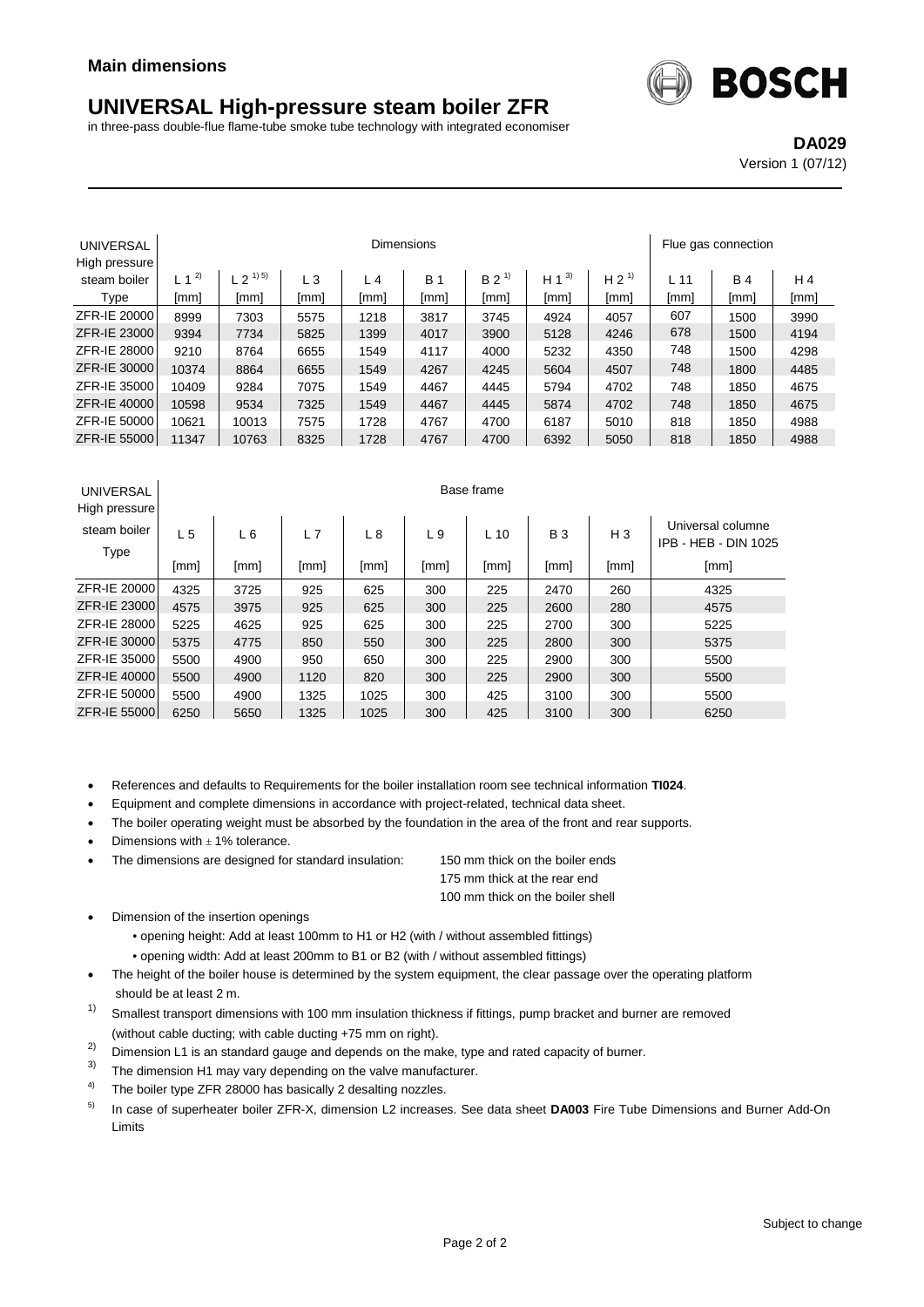## Main dimensions

# UNIVERSAL High-pressure steam boiler ZFR

in three-pass double-flue flame-tube smoke tube technology with integrated economiser

**DA029**
Version 1 (07/12)

| UNIVERSAL High pressure steam boiler Type | Dimensions | | | | | | | | Flue gas connection | | |
|---|---|---|---|---|---|---|---|---|---|---|---|
| | L 1 [2) ] [mm] | L 2 [1) 5)] [mm] | L 3 [mm] | L 4 [mm] | B 1 [mm] | B 2 [1)] [mm] | H 1 [3)] [mm] | H 2 [1)] [mm] | L 11 [mm] | B 4 [mm] | H 4 [mm] |
| ZFR-IE 20000 | 8999 | 7303 | 5575 | 1218 | 3817 | 3745 | 4924 | 4057 | 607 | 1500 | 3990 |
| ZFR-IE 23000 | 9394 | 7734 | 5825 | 1399 | 4017 | 3900 | 5128 | 4246 | 678 | 1500 | 4194 |
| ZFR-IE 28000 | 9210 | 8764 | 6655 | 1549 | 4117 | 4000 | 5232 | 4350 | 748 | 1500 | 4298 |
| ZFR-IE 30000 | 10374 | 8864 | 6655 | 1549 | 4267 | 4245 | 5604 | 4507 | 748 | 1800 | 4485 |
| ZFR-IE 35000 | 10409 | 9284 | 7075 | 1549 | 4467 | 4445 | 5794 | 4702 | 748 | 1850 | 4675 |
| ZFR-IE 40000 | 10598 | 9534 | 7325 | 1549 | 4467 | 4445 | 5874 | 4702 | 748 | 1850 | 4675 |
| ZFR-IE 50000 | 10621 | 10013 | 7575 | 1728 | 4767 | 4700 | 6187 | 5010 | 818 | 1850 | 4988 |
| ZFR-IE 55000 | 11347 | 10763 | 8325 | 1728 | 4767 | 4700 | 6392 | 5050 | 818 | 1850 | 4988 |

| UNIVERSAL High pressure steam boiler Type | Base frame | | | | | | | | |
|---|---|---|---|---|---|---|---|---|---|
| | L 5 [mm] | L 6 [mm] | L 7 [mm] | L 8 [mm] | L 9 [mm] | L 10 [mm] | B 3 [mm] | H 3 [mm] | Universal columne IPB - HEB - DIN 1025 [mm] |
| ZFR-IE 20000 | 4325 | 3725 | 925 | 625 | 300 | 225 | 2470 | 260 | 4325 |
| ZFR-IE 23000 | 4575 | 3975 | 925 | 625 | 300 | 225 | 2600 | 280 | 4575 |
| ZFR-IE 28000 | 5225 | 4625 | 925 | 625 | 300 | 225 | 2700 | 300 | 5225 |
| ZFR-IE 30000 | 5375 | 4775 | 850 | 550 | 300 | 225 | 2800 | 300 | 5375 |
| ZFR-IE 35000 | 5500 | 4900 | 950 | 650 | 300 | 225 | 2900 | 300 | 5500 |
| ZFR-IE 40000 | 5500 | 4900 | 1120 | 820 | 300 | 225 | 2900 | 300 | 5500 |
| ZFR-IE 50000 | 5500 | 4900 | 1325 | 1025 | 300 | 425 | 3100 | 300 | 5500 |
| ZFR-IE 55000 | 6250 | 5650 | 1325 | 1025 | 300 | 425 | 3100 | 300 | 6250 |

- References and defaults to Requirements for the boiler installation room see technical information **TI024**.
- Equipment and complete dimensions in accordance with project-related, technical data sheet.
- The boiler operating weight must be absorbed by the foundation in the area of the front and rear supports.
- Dimensions with ± 1% tolerance.
- The dimensions are designed for standard insulation: 150 mm thick on the boiler ends
  175 mm thick at the rear end
  100 mm thick on the boiler shell
- Dimension of the insertion openings
  - opening height: Add at least 100mm to H1 or H2 (with / without assembled fittings)
  - opening width: Add at least 200mm to B1 or B2 (with / without assembled fittings)
- The height of the boiler house is determined by the system equipment, the clear passage over the operating platform should be at least 2 m.

1) Smallest transport dimensions with 100 mm insulation thickness if fittings, pump bracket and burner are removed (without cable ducting; with cable ducting +75 mm on right).

2) Dimension L1 is an standard gauge and depends on the make, type and rated capacity of burner.

3) The dimension H1 may vary depending on the valve manufacturer.

4) The boiler type ZFR 28000 has basically 2 desalting nozzles.

5) In case of superheater boiler ZFR-X, dimension L2 increases. See data sheet **DA003** Fire Tube Dimensions and Burner Add-On Limits

Subject to change